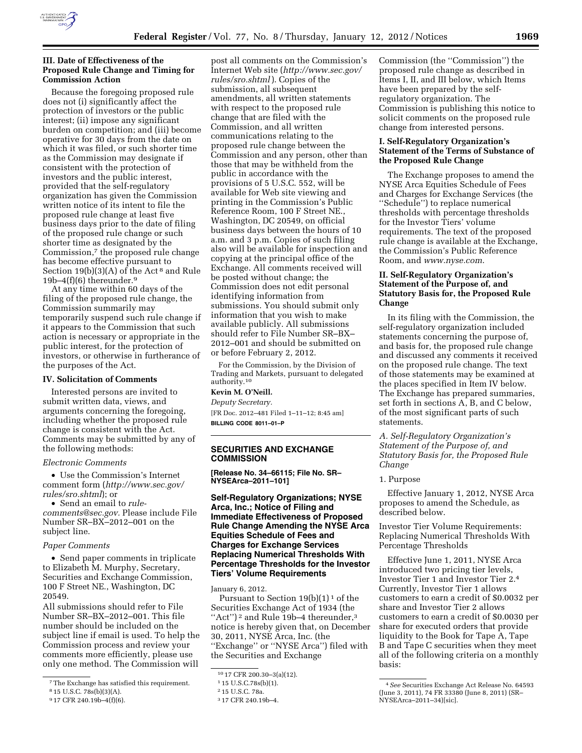### III. Date of Effectiveness of the Proposed Rule Change and Timing for Commission Action

Because the foregoing proposed rule does not (i) significantly affect the protection of investors or the public interest; (ii) impose any significant burden on competition; and (iii) become operative for 30 days from the date on which it was filed, or such shorter time as the Commission may designate if consistent with the protection of investors and the public interest, provided that the self-regulatory organization has given the Commission written notice of its intent to file the proposed rule change at least five business days prior to the date of filing of the proposed rule change or such shorter time as designated by the Commission,[7] the proposed rule change has become effective pursuant to Section 19(b)(3)(A) of the Act[8] and Rule 19b–4(f)(6) thereunder.[9]

At any time within 60 days of the filing of the proposed rule change, the Commission summarily may temporarily suspend such rule change if it appears to the Commission that such action is necessary or appropriate in the public interest, for the protection of investors, or otherwise in furtherance of the purposes of the Act.

### IV. Solicitation of Comments

Interested persons are invited to submit written data, views, and arguments concerning the foregoing, including whether the proposed rule change is consistent with the Act. Comments may be submitted by any of the following methods:

*Electronic Comments*

- Use the Commission's Internet comment form (*http://www.sec.gov/rules/sro.shtml*); or
- Send an email to *rule-comments@sec.gov.* Please include File Number SR–BX–2012–001 on the subject line.

*Paper Comments*

- Send paper comments in triplicate to Elizabeth M. Murphy, Secretary, Securities and Exchange Commission, 100 F Street NE., Washington, DC 20549.

All submissions should refer to File Number SR–BX–2012–001. This file number should be included on the subject line if email is used. To help the Commission process and review your comments more efficiently, please use only one method. The Commission will post all comments on the Commission's Internet Web site (*http://www.sec.gov/rules/sro.shtml*). Copies of the submission, all subsequent amendments, all written statements with respect to the proposed rule change that are filed with the Commission, and all written communications relating to the proposed rule change between the Commission and any person, other than those that may be withheld from the public in accordance with the provisions of 5 U.S.C. 552, will be available for Web site viewing and printing in the Commission's Public Reference Room, 100 F Street NE., Washington, DC 20549, on official business days between the hours of 10 a.m. and 3 p.m. Copies of such filing also will be available for inspection and copying at the principal office of the Exchange. All comments received will be posted without change; the Commission does not edit personal identifying information from submissions. You should submit only information that you wish to make available publicly. All submissions should refer to File Number SR–BX–2012–001 and should be submitted on or before February 2, 2012.

For the Commission, by the Division of Trading and Markets, pursuant to delegated authority.[10]

**Kevin M. O'Neill.**

*Deputy Secretary.*

[FR Doc. 2012–481 Filed 1–11–12; 8:45 am]

**BILLING CODE 8011–01–P**

---

## SECURITIES AND EXCHANGE COMMISSION

**[Release No. 34–66115; File No. SR–NYSEArca–2011–101]**

## Self-Regulatory Organizations; NYSE Arca, Inc.; Notice of Filing and Immediate Effectiveness of Proposed Rule Change Amending the NYSE Arca Equities Schedule of Fees and Charges for Exchange Services Replacing Numerical Thresholds With Percentage Thresholds for the Investor Tiers' Volume Requirements

January 6, 2012.

Pursuant to Section 19(b)(1)[1] of the Securities Exchange Act of 1934 (the "Act")[2] and Rule 19b–4 thereunder,[3] notice is hereby given that, on December 30, 2011, NYSE Arca, Inc. (the "Exchange" or "NYSE Arca") filed with the Securities and Exchange Commission (the "Commission") the proposed rule change as described in Items I, II, and III below, which Items have been prepared by the self-regulatory organization. The Commission is publishing this notice to solicit comments on the proposed rule change from interested persons.

### I. Self-Regulatory Organization's Statement of the Terms of Substance of the Proposed Rule Change

The Exchange proposes to amend the NYSE Arca Equities Schedule of Fees and Charges for Exchange Services (the "Schedule") to replace numerical thresholds with percentage thresholds for the Investor Tiers' volume requirements. The text of the proposed rule change is available at the Exchange, the Commission's Public Reference Room, and *www.nyse.com.*

### II. Self-Regulatory Organization's Statement of the Purpose of, and Statutory Basis for, the Proposed Rule Change

In its filing with the Commission, the self-regulatory organization included statements concerning the purpose of, and basis for, the proposed rule change and discussed any comments it received on the proposed rule change. The text of those statements may be examined at the places specified in Item IV below. The Exchange has prepared summaries, set forth in sections A, B, and C below, of the most significant parts of such statements.

*A. Self-Regulatory Organization's Statement of the Purpose of, and Statutory Basis for, the Proposed Rule Change*

1. Purpose

Effective January 1, 2012, NYSE Arca proposes to amend the Schedule, as described below.

Investor Tier Volume Requirements: Replacing Numerical Thresholds With Percentage Thresholds

Effective June 1, 2011, NYSE Arca introduced two pricing tier levels, Investor Tier 1 and Investor Tier 2.[4] Currently, Investor Tier 1 allows customers to earn a credit of $0.0032 per share and Investor Tier 2 allows customers to earn a credit of $0.0030 per share for executed orders that provide liquidity to the Book for Tape A, Tape B and Tape C securities when they meet all of the following criteria on a monthly basis:

---

[7] The Exchange has satisfied this requirement.

[8] 15 U.S.C. 78s(b)(3)(A).

[9] 17 CFR 240.19b–4(f)(6).

[10] 17 CFR 200.30–3(a)(12).

[1] 15 U.S.C.78s(b)(1).

[2] 15 U.S.C. 78a.

[3] 17 CFR 240.19b–4.

[4] *See* Securities Exchange Act Release No. 64593 (June 3, 2011), 74 FR 33380 (June 8, 2011) (SR–NYSEArca–2011–34)[sic].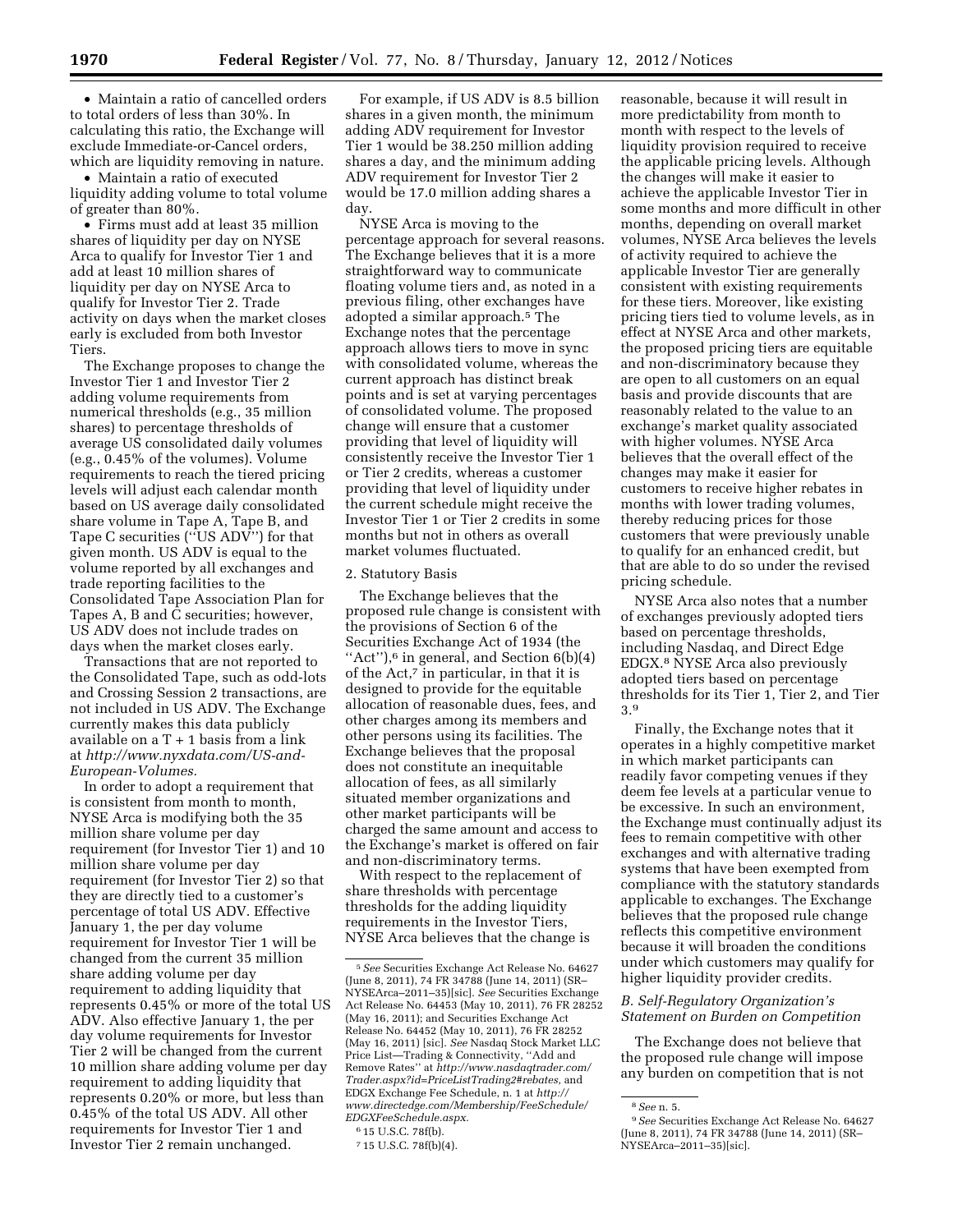- Maintain a ratio of cancelled orders to total orders of less than 30%. In calculating this ratio, the Exchange will exclude Immediate-or-Cancel orders, which are liquidity removing in nature.
- Maintain a ratio of executed liquidity adding volume to total volume of greater than 80%.
- Firms must add at least 35 million shares of liquidity per day on NYSE Arca to qualify for Investor Tier 1 and add at least 10 million shares of liquidity per day on NYSE Arca to qualify for Investor Tier 2. Trade activity on days when the market closes early is excluded from both Investor Tiers.

The Exchange proposes to change the Investor Tier 1 and Investor Tier 2 adding volume requirements from numerical thresholds (e.g., 35 million shares) to percentage thresholds of average US consolidated daily volumes (e.g., 0.45% of the volumes). Volume requirements to reach the tiered pricing levels will adjust each calendar month based on US average daily consolidated share volume in Tape A, Tape B, and Tape C securities (''US ADV'') for that given month. US ADV is equal to the volume reported by all exchanges and trade reporting facilities to the Consolidated Tape Association Plan for Tapes A, B and C securities; however, US ADV does not include trades on days when the market closes early.

Transactions that are not reported to the Consolidated Tape, such as odd-lots and Crossing Session 2 transactions, are not included in US ADV. The Exchange currently makes this data publicly available on a T + 1 basis from a link at *http://www.nyxdata.com/US-and-European-Volumes.*

In order to adopt a requirement that is consistent from month to month, NYSE Arca is modifying both the 35 million share volume per day requirement (for Investor Tier 1) and 10 million share volume per day requirement (for Investor Tier 2) so that they are directly tied to a customer's percentage of total US ADV. Effective January 1, the per day volume requirement for Investor Tier 1 will be changed from the current 35 million share adding volume per day requirement to adding liquidity that represents 0.45% or more of the total US ADV. Also effective January 1, the per day volume requirements for Investor Tier 2 will be changed from the current 10 million share adding volume per day requirement to adding liquidity that represents 0.20% or more, but less than 0.45% of the total US ADV. All other requirements for Investor Tier 1 and Investor Tier 2 remain unchanged.

For example, if US ADV is 8.5 billion shares in a given month, the minimum adding ADV requirement for Investor Tier 1 would be 38.250 million adding shares a day, and the minimum adding ADV requirement for Investor Tier 2 would be 17.0 million adding shares a day.

NYSE Arca is moving to the percentage approach for several reasons. The Exchange believes that it is a more straightforward way to communicate floating volume tiers and, as noted in a previous filing, other exchanges have adopted a similar approach.[5] The Exchange notes that the percentage approach allows tiers to move in sync with consolidated volume, whereas the current approach has distinct break points and is set at varying percentages of consolidated volume. The proposed change will ensure that a customer providing that level of liquidity will consistently receive the Investor Tier 1 or Tier 2 credits, whereas a customer providing that level of liquidity under the current schedule might receive the Investor Tier 1 or Tier 2 credits in some months but not in others as overall market volumes fluctuated.

2. Statutory Basis

The Exchange believes that the proposed rule change is consistent with the provisions of Section 6 of the Securities Exchange Act of 1934 (the ''Act''),[6] in general, and Section 6(b)(4) of the Act,[7] in particular, in that it is designed to provide for the equitable allocation of reasonable dues, fees, and other charges among its members and other persons using its facilities. The Exchange believes that the proposal does not constitute an inequitable allocation of fees, as all similarly situated member organizations and other market participants will be charged the same amount and access to the Exchange's market is offered on fair and non-discriminatory terms.

With respect to the replacement of share thresholds with percentage thresholds for the adding liquidity requirements in the Investor Tiers, NYSE Arca believes that the change is reasonable, because it will result in more predictability from month to month with respect to the levels of liquidity provision required to receive the applicable pricing levels. Although the changes will make it easier to achieve the applicable Investor Tier in some months and more difficult in other months, depending on overall market volumes, NYSE Arca believes the levels of activity required to achieve the applicable Investor Tier are generally consistent with existing requirements for these tiers. Moreover, like existing pricing tiers tied to volume levels, as in effect at NYSE Arca and other markets, the proposed pricing tiers are equitable and non-discriminatory because they are open to all customers on an equal basis and provide discounts that are reasonably related to the value to an exchange's market quality associated with higher volumes. NYSE Arca believes that the overall effect of the changes may make it easier for customers to receive higher rebates in months with lower trading volumes, thereby reducing prices for those customers that were previously unable to qualify for an enhanced credit, but that are able to do so under the revised pricing schedule.

NYSE Arca also notes that a number of exchanges previously adopted tiers based on percentage thresholds, including Nasdaq, and Direct Edge EDGX.[8] NYSE Arca also previously adopted tiers based on percentage thresholds for its Tier 1, Tier 2, and Tier 3.[9]

Finally, the Exchange notes that it operates in a highly competitive market in which market participants can readily favor competing venues if they deem fee levels at a particular venue to be excessive. In such an environment, the Exchange must continually adjust its fees to remain competitive with other exchanges and with alternative trading systems that have been exempted from compliance with the statutory standards applicable to exchanges. The Exchange believes that the proposed rule change reflects this competitive environment because it will broaden the conditions under which customers may qualify for higher liquidity provider credits.

### *B. Self-Regulatory Organization's Statement on Burden on Competition*

The Exchange does not believe that the proposed rule change will impose any burden on competition that is not

---

[5] *See* Securities Exchange Act Release No. 64627 (June 8, 2011), 74 FR 34788 (June 14, 2011) (SR–NYSEArca–2011–35)[sic]. *See* Securities Exchange Act Release No. 64453 (May 10, 2011), 76 FR 28252 (May 16, 2011); and Securities Exchange Act Release No. 64452 (May 10, 2011), 76 FR 28252 (May 16, 2011) [sic]. *See* Nasdaq Stock Market LLC Price List—Trading & Connectivity, ''Add and Remove Rates'' at *http://www.nasdaqtrader.com/Trader.aspx?id=PriceListTrading2#rebates,* and EDGX Exchange Fee Schedule, n. 1 at *http://www.directedge.com/Membership/FeeSchedule/EDGXFeeSchedule.aspx.*

[6] 15 U.S.C. 78f(b).

[7] 15 U.S.C. 78f(b)(4).

[8] *See* n. 5.

[9] *See* Securities Exchange Act Release No. 64627 (June 8, 2011), 74 FR 34788 (June 14, 2011) (SR–NYSEArca–2011–35)[sic].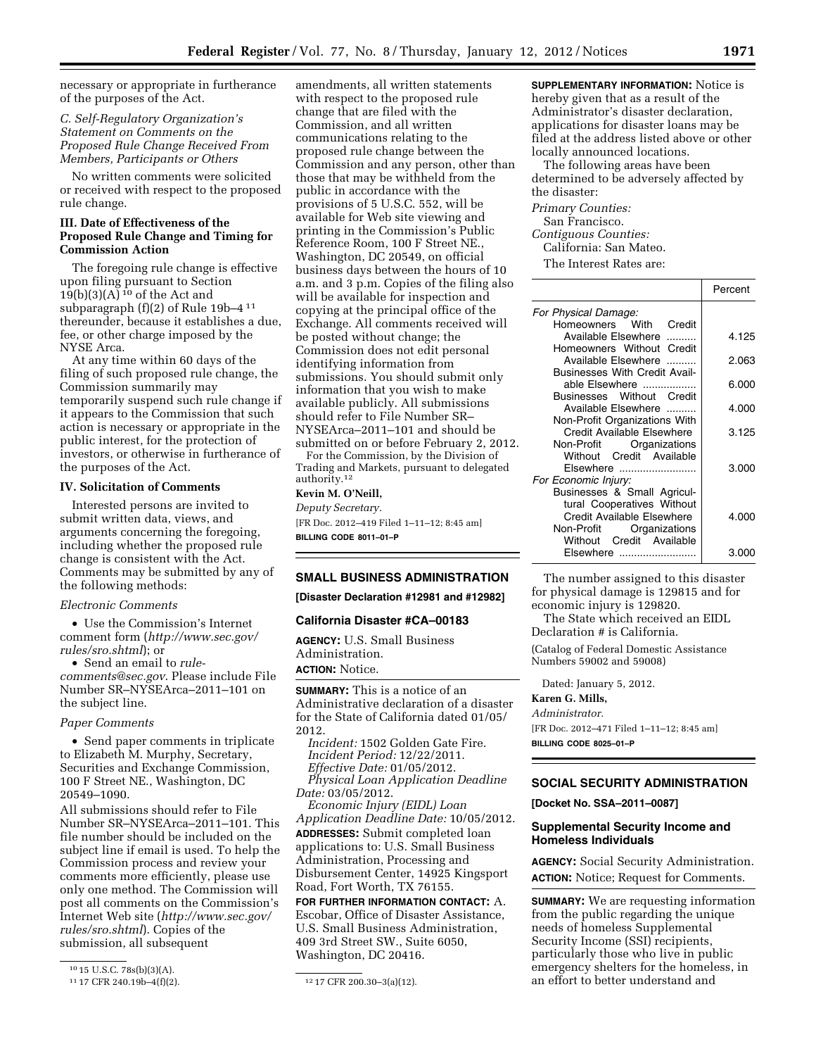necessary or appropriate in furtherance of the purposes of the Act.

*C. Self-Regulatory Organization's Statement on Comments on the Proposed Rule Change Received From Members, Participants or Others*

No written comments were solicited or received with respect to the proposed rule change.

### III. Date of Effectiveness of the Proposed Rule Change and Timing for Commission Action

The foregoing rule change is effective upon filing pursuant to Section 19(b)(3)(A)[10] of the Act and subparagraph (f)(2) of Rule 19b–4[11] thereunder, because it establishes a due, fee, or other charge imposed by the NYSE Arca.

At any time within 60 days of the filing of such proposed rule change, the Commission summarily may temporarily suspend such rule change if it appears to the Commission that such action is necessary or appropriate in the public interest, for the protection of investors, or otherwise in furtherance of the purposes of the Act.

### IV. Solicitation of Comments

Interested persons are invited to submit written data, views, and arguments concerning the foregoing, including whether the proposed rule change is consistent with the Act. Comments may be submitted by any of the following methods:

*Electronic Comments*

- Use the Commission's Internet comment form (*http://www.sec.gov/rules/sro.shtml*); or
- Send an email to *rule-comments@sec.gov*. Please include File Number SR–NYSEArca–2011–101 on the subject line.

*Paper Comments*

- Send paper comments in triplicate to Elizabeth M. Murphy, Secretary, Securities and Exchange Commission, 100 F Street NE., Washington, DC 20549–1090.

All submissions should refer to File Number SR–NYSEArca–2011–101. This file number should be included on the subject line if email is used. To help the Commission process and review your comments more efficiently, please use only one method. The Commission will post all comments on the Commission's Internet Web site (*http://www.sec.gov/rules/sro.shtml*). Copies of the submission, all subsequent amendments, all written statements with respect to the proposed rule change that are filed with the Commission, and all written communications relating to the proposed rule change between the Commission and any person, other than those that may be withheld from the public in accordance with the provisions of 5 U.S.C. 552, will be available for Web site viewing and printing in the Commission's Public Reference Room, 100 F Street NE., Washington, DC 20549, on official business days between the hours of 10 a.m. and 3 p.m. Copies of the filing also will be available for inspection and copying at the principal office of the Exchange. All comments received will be posted without change; the Commission does not edit personal identifying information from submissions. You should submit only information that you wish to make available publicly. All submissions should refer to File Number SR–NYSEArca–2011–101 and should be submitted on or before February 2, 2012.

For the Commission, by the Division of Trading and Markets, pursuant to delegated authority.[12]

**Kevin M. O'Neill,**

*Deputy Secretary.*

[FR Doc. 2012–419 Filed 1–11–12; 8:45 am]

**BILLING CODE 8011–01–P**

[10] 15 U.S.C. 78s(b)(3)(A).

[11] 17 CFR 240.19b–4(f)(2).

[12] 17 CFR 200.30–3(a)(12).

## SMALL BUSINESS ADMINISTRATION

**[Disaster Declaration #12981 and #12982]**

### California Disaster #CA–00183

**AGENCY:** U.S. Small Business Administration.

**ACTION:** Notice.

**SUMMARY:** This is a notice of an Administrative declaration of a disaster for the State of California dated 01/05/2012.

*Incident:* 1502 Golden Gate Fire.
*Incident Period:* 12/22/2011.
*Effective Date:* 01/05/2012.
*Physical Loan Application Deadline Date:* 03/05/2012.
*Economic Injury (EIDL) Loan Application Deadline Date:* 10/05/2012.

**ADDRESSES:** Submit completed loan applications to: U.S. Small Business Administration, Processing and Disbursement Center, 14925 Kingsport Road, Fort Worth, TX 76155.

**FOR FURTHER INFORMATION CONTACT:** A. Escobar, Office of Disaster Assistance, U.S. Small Business Administration, 409 3rd Street SW., Suite 6050, Washington, DC 20416.

**SUPPLEMENTARY INFORMATION:** Notice is hereby given that as a result of the Administrator's disaster declaration, applications for disaster loans may be filed at the address listed above or other locally announced locations.

The following areas have been determined to be adversely affected by the disaster:

*Primary Counties:*
San Francisco.
*Contiguous Counties:*
California: San Mateo.

The Interest Rates are:

| | Percent |
|---|---|
| *For Physical Damage:* | |
| Homeowners With Credit Available Elsewhere | 4.125 |
| Homeowners Without Credit Available Elsewhere | 2.063 |
| Businesses With Credit Available Elsewhere | 6.000 |
| Businesses Without Credit Available Elsewhere | 4.000 |
| Non-Profit Organizations With Credit Available Elsewhere | 3.125 |
| Non-Profit Organizations Without Credit Available Elsewhere | 3.000 |
| *For Economic Injury:* | |
| Businesses & Small Agricultural Cooperatives Without Credit Available Elsewhere | 4.000 |
| Non-Profit Organizations Without Credit Available Elsewhere | 3.000 |

The number assigned to this disaster for physical damage is 129815 and for economic injury is 129820.

The State which received an EIDL Declaration # is California.

(Catalog of Federal Domestic Assistance Numbers 59002 and 59008)

Dated: January 5, 2012.

**Karen G. Mills,**

*Administrator.*

[FR Doc. 2012–471 Filed 1–11–12; 8:45 am]

**BILLING CODE 8025–01–P**

## SOCIAL SECURITY ADMINISTRATION

**[Docket No. SSA–2011–0087]**

### Supplemental Security Income and Homeless Individuals

**AGENCY:** Social Security Administration.

**ACTION:** Notice; Request for Comments.

**SUMMARY:** We are requesting information from the public regarding the unique needs of homeless Supplemental Security Income (SSI) recipients, particularly those who live in public emergency shelters for the homeless, in an effort to better understand and